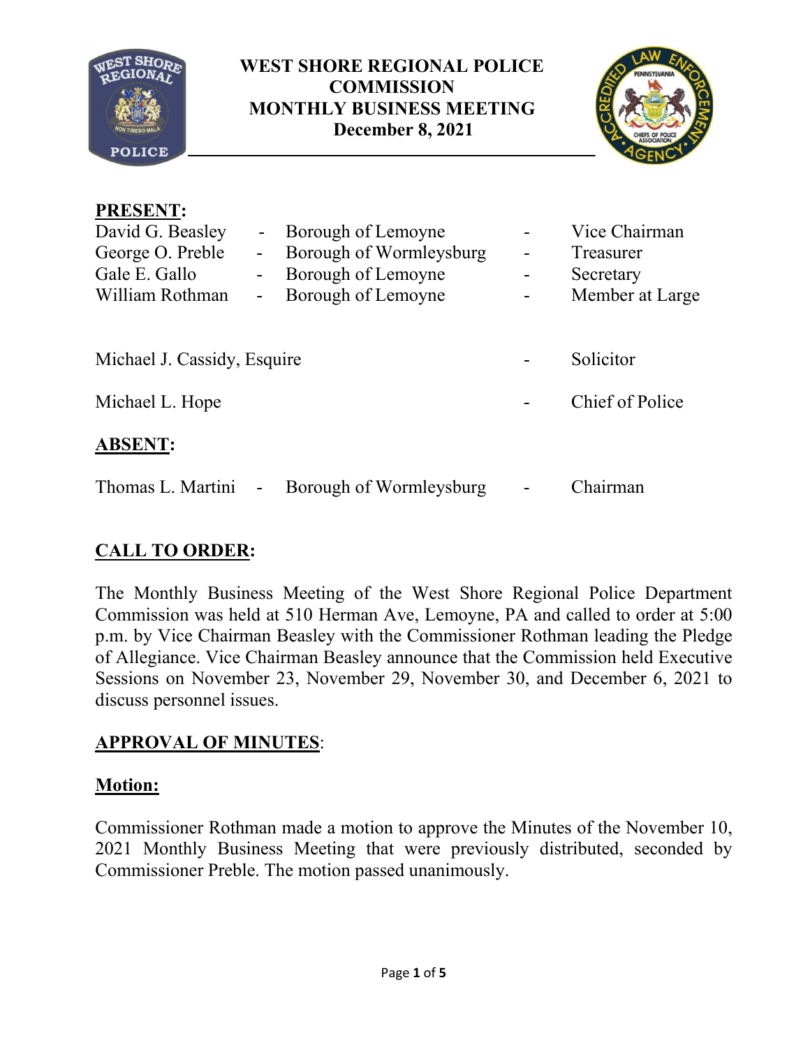# WEST SHORE REGIONAL POLICE COMMISSION
# MONTHLY BUSINESS MEETING
## December 8, 2021

**PRESENT:**

| | | | | |
|---|---|---|---|---|
| David G. Beasley | - | Borough of Lemoyne | - | Vice Chairman |
| George O. Preble | - | Borough of Wormleysburg | - | Treasurer |
| Gale E. Gallo | - | Borough of Lemoyne | - | Secretary |
| William Rothman | - | Borough of Lemoyne | - | Member at Large |

Michael J. Cassidy, Esquire - Solicitor

Michael L. Hope - Chief of Police

**ABSENT:**

Thomas L. Martini - Borough of Wormleysburg - Chairman

**CALL TO ORDER:**

The Monthly Business Meeting of the West Shore Regional Police Department Commission was held at 510 Herman Ave, Lemoyne, PA and called to order at 5:00 p.m. by Vice Chairman Beasley with the Commissioner Rothman leading the Pledge of Allegiance. Vice Chairman Beasley announce that the Commission held Executive Sessions on November 23, November 29, November 30, and December 6, 2021 to discuss personnel issues.

**APPROVAL OF MINUTES:**

**Motion:**

Commissioner Rothman made a motion to approve the Minutes of the November 10, 2021 Monthly Business Meeting that were previously distributed, seconded by Commissioner Preble. The motion passed unanimously.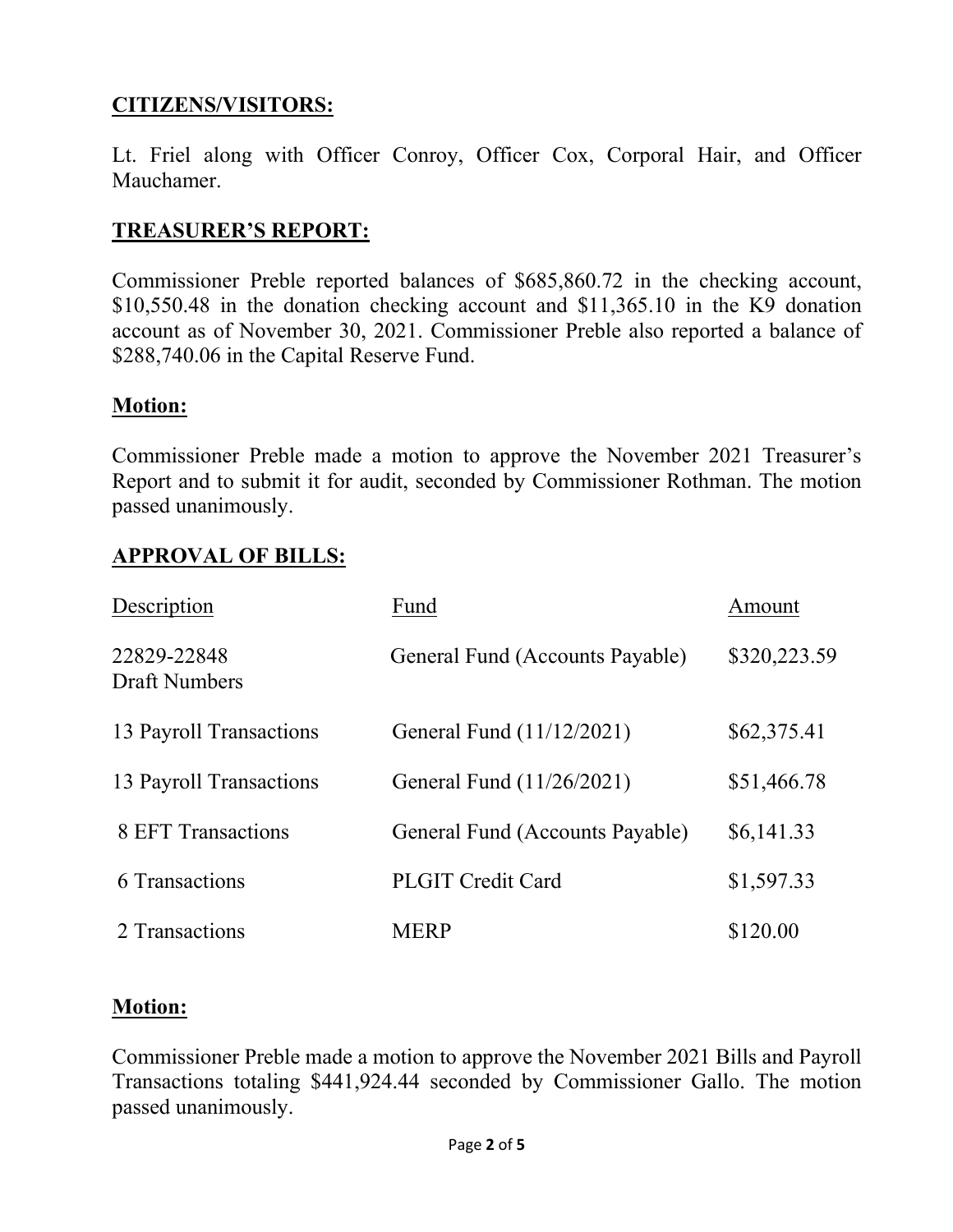## CITIZENS/VISITORS:

Lt. Friel along with Officer Conroy, Officer Cox, Corporal Hair, and Officer Mauchamer.

## TREASURER'S REPORT:

Commissioner Preble reported balances of $685,860.72 in the checking account, $10,550.48 in the donation checking account and $11,365.10 in the K9 donation account as of November 30, 2021. Commissioner Preble also reported a balance of $288,740.06 in the Capital Reserve Fund.

## Motion:

Commissioner Preble made a motion to approve the November 2021 Treasurer's Report and to submit it for audit, seconded by Commissioner Rothman. The motion passed unanimously.

## APPROVAL OF BILLS:

| Description | Fund | Amount |
|---|---|---|
| 22829-22848 Draft Numbers | General Fund (Accounts Payable) | $320,223.59 |
| 13 Payroll Transactions | General Fund (11/12/2021) | $62,375.41 |
| 13 Payroll Transactions | General Fund (11/26/2021) | $51,466.78 |
| 8 EFT Transactions | General Fund (Accounts Payable) | $6,141.33 |
| 6 Transactions | PLGIT Credit Card | $1,597.33 |
| 2 Transactions | MERP | $120.00 |

## Motion:

Commissioner Preble made a motion to approve the November 2021 Bills and Payroll Transactions totaling $441,924.44 seconded by Commissioner Gallo. The motion passed unanimously.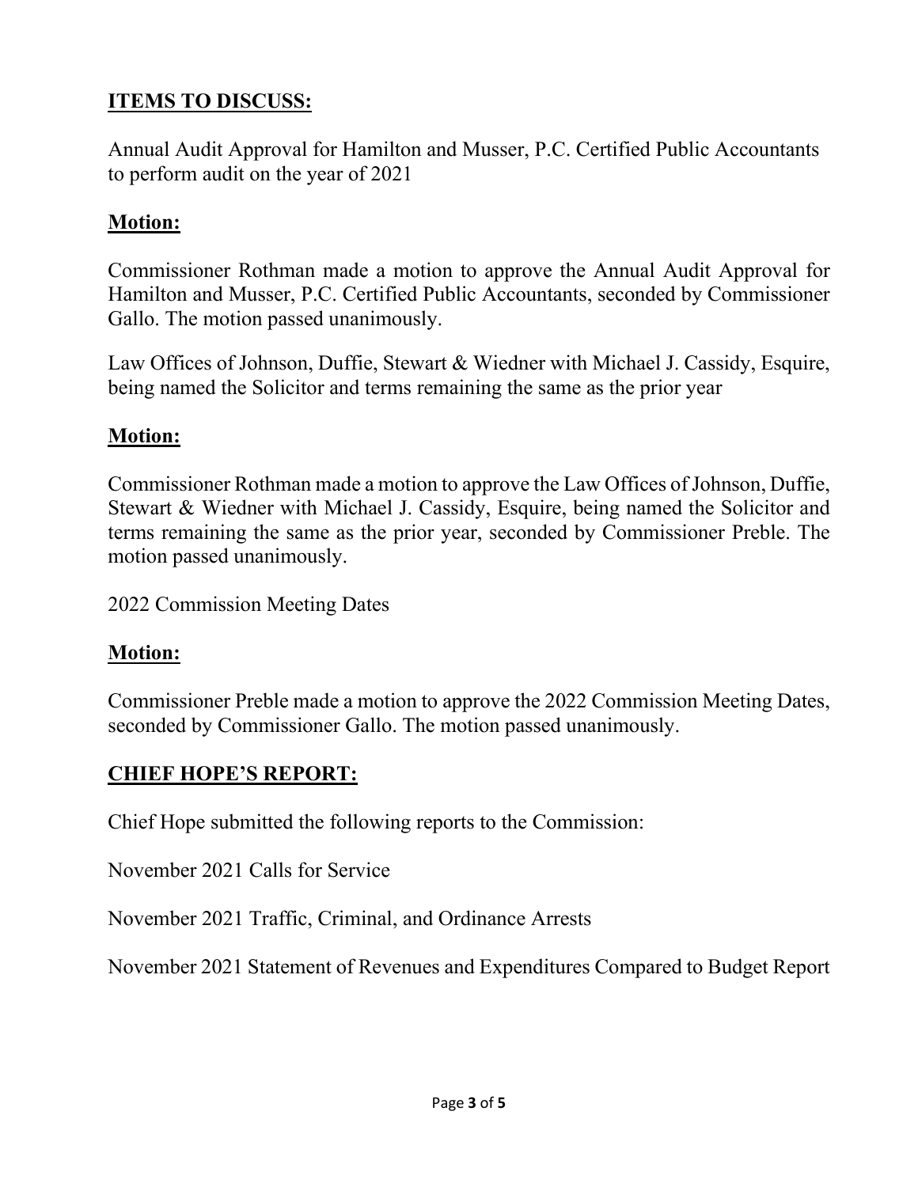## ITEMS TO DISCUSS:

Annual Audit Approval for Hamilton and Musser, P.C. Certified Public Accountants to perform audit on the year of 2021

## Motion:

Commissioner Rothman made a motion to approve the Annual Audit Approval for Hamilton and Musser, P.C. Certified Public Accountants, seconded by Commissioner Gallo. The motion passed unanimously.

Law Offices of Johnson, Duffie, Stewart & Wiedner with Michael J. Cassidy, Esquire, being named the Solicitor and terms remaining the same as the prior year

## Motion:

Commissioner Rothman made a motion to approve the Law Offices of Johnson, Duffie, Stewart & Wiedner with Michael J. Cassidy, Esquire, being named the Solicitor and terms remaining the same as the prior year, seconded by Commissioner Preble. The motion passed unanimously.

2022 Commission Meeting Dates

## Motion:

Commissioner Preble made a motion to approve the 2022 Commission Meeting Dates, seconded by Commissioner Gallo. The motion passed unanimously.

## CHIEF HOPE'S REPORT:

Chief Hope submitted the following reports to the Commission:

November 2021 Calls for Service

November 2021 Traffic, Criminal, and Ordinance Arrests

November 2021 Statement of Revenues and Expenditures Compared to Budget Report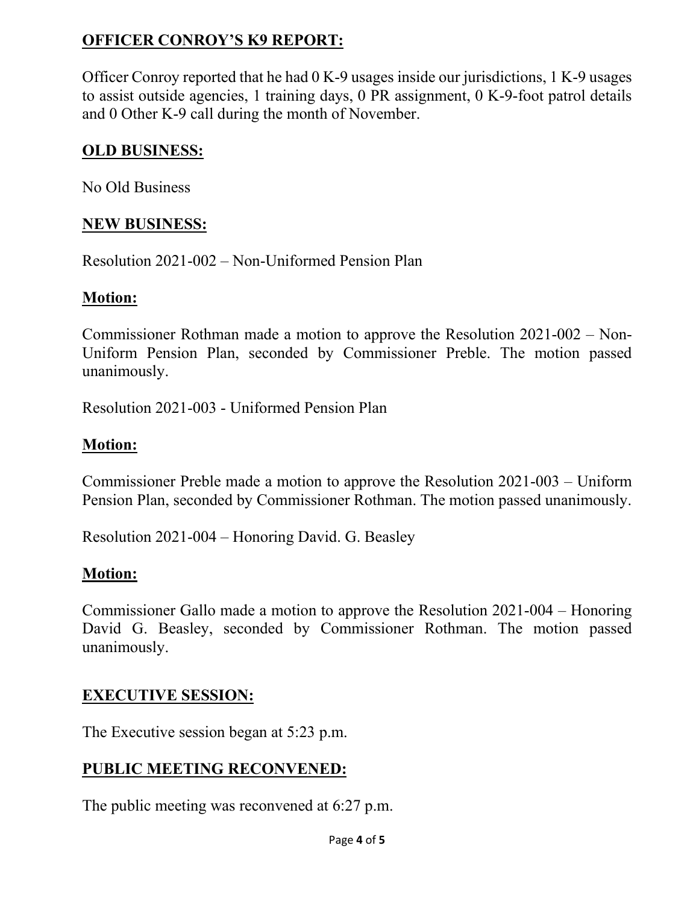## OFFICER CONROY'S K9 REPORT:

Officer Conroy reported that he had 0 K-9 usages inside our jurisdictions, 1 K-9 usages to assist outside agencies, 1 training days, 0 PR assignment, 0 K-9-foot patrol details and 0 Other K-9 call during the month of November.

## OLD BUSINESS:

No Old Business

## NEW BUSINESS:

Resolution 2021-002 – Non-Uniformed Pension Plan

### Motion:

Commissioner Rothman made a motion to approve the Resolution 2021-002 – Non-Uniform Pension Plan, seconded by Commissioner Preble. The motion passed unanimously.

Resolution 2021-003 - Uniformed Pension Plan

### Motion:

Commissioner Preble made a motion to approve the Resolution 2021-003 – Uniform Pension Plan, seconded by Commissioner Rothman. The motion passed unanimously.

Resolution 2021-004 – Honoring David. G. Beasley

### Motion:

Commissioner Gallo made a motion to approve the Resolution 2021-004 – Honoring David G. Beasley, seconded by Commissioner Rothman. The motion passed unanimously.

## EXECUTIVE SESSION:

The Executive session began at 5:23 p.m.

## PUBLIC MEETING RECONVENED:

The public meeting was reconvened at 6:27 p.m.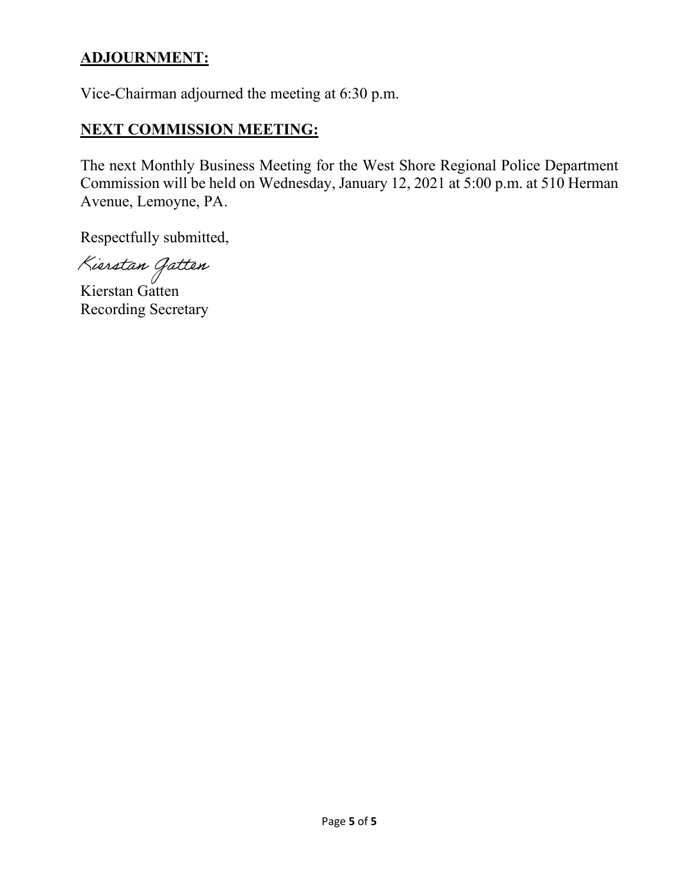## **ADJOURNMENT:**

Vice-Chairman adjourned the meeting at 6:30 p.m.

## **NEXT COMMISSION MEETING:**

The next Monthly Business Meeting for the West Shore Regional Police Department Commission will be held on Wednesday, January 12, 2021 at 5:00 p.m. at 510 Herman Avenue, Lemoyne, PA.

Respectfully submitted,

*Kierstan Gatten*

Kierstan Gatten
Recording Secretary